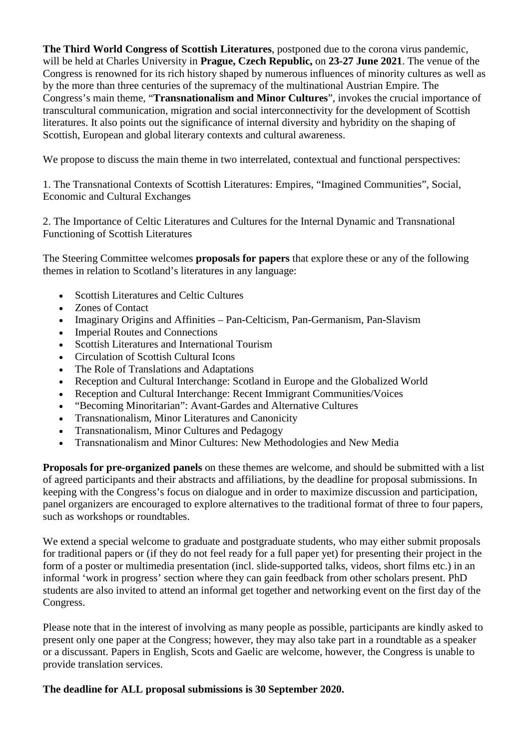**The Third World Congress of Scottish Literatures**, postponed due to the corona virus pandemic, will be held at Charles University in **Prague, Czech Republic,** on **23-27 June 2021**. The venue of the Congress is renowned for its rich history shaped by numerous influences of minority cultures as well as by the more than three centuries of the supremacy of the multinational Austrian Empire. The Congress's main theme, "**Transnationalism and Minor Cultures**", invokes the crucial importance of transcultural communication, migration and social interconnectivity for the development of Scottish literatures. It also points out the significance of internal diversity and hybridity on the shaping of Scottish, European and global literary contexts and cultural awareness.

We propose to discuss the main theme in two interrelated, contextual and functional perspectives:

1. The Transnational Contexts of Scottish Literatures: Empires, "Imagined Communities", Social, Economic and Cultural Exchanges

2. The Importance of Celtic Literatures and Cultures for the Internal Dynamic and Transnational Functioning of Scottish Literatures

The Steering Committee welcomes **proposals for papers** that explore these or any of the following themes in relation to Scotland's literatures in any language:

- Scottish Literatures and Celtic Cultures
- Zones of Contact
- Imaginary Origins and Affinities – Pan-Celticism, Pan-Germanism, Pan-Slavism
- Imperial Routes and Connections
- Scottish Literatures and International Tourism
- Circulation of Scottish Cultural Icons
- The Role of Translations and Adaptations
- Reception and Cultural Interchange: Scotland in Europe and the Globalized World
- Reception and Cultural Interchange: Recent Immigrant Communities/Voices
- "Becoming Minoritarian": Avant-Gardes and Alternative Cultures
- Transnationalism, Minor Literatures and Canonicity
- Transnationalism, Minor Cultures and Pedagogy
- Transnationalism and Minor Cultures: New Methodologies and New Media

**Proposals for pre-organized panels** on these themes are welcome, and should be submitted with a list of agreed participants and their abstracts and affiliations, by the deadline for proposal submissions. In keeping with the Congress's focus on dialogue and in order to maximize discussion and participation, panel organizers are encouraged to explore alternatives to the traditional format of three to four papers, such as workshops or roundtables.

We extend a special welcome to graduate and postgraduate students, who may either submit proposals for traditional papers or (if they do not feel ready for a full paper yet) for presenting their project in the form of a poster or multimedia presentation (incl. slide-supported talks, videos, short films etc.) in an informal 'work in progress' section where they can gain feedback from other scholars present. PhD students are also invited to attend an informal get together and networking event on the first day of the Congress.

Please note that in the interest of involving as many people as possible, participants are kindly asked to present only one paper at the Congress; however, they may also take part in a roundtable as a speaker or a discussant. Papers in English, Scots and Gaelic are welcome, however, the Congress is unable to provide translation services.

**The deadline for ALL proposal submissions is 30 September 2020.**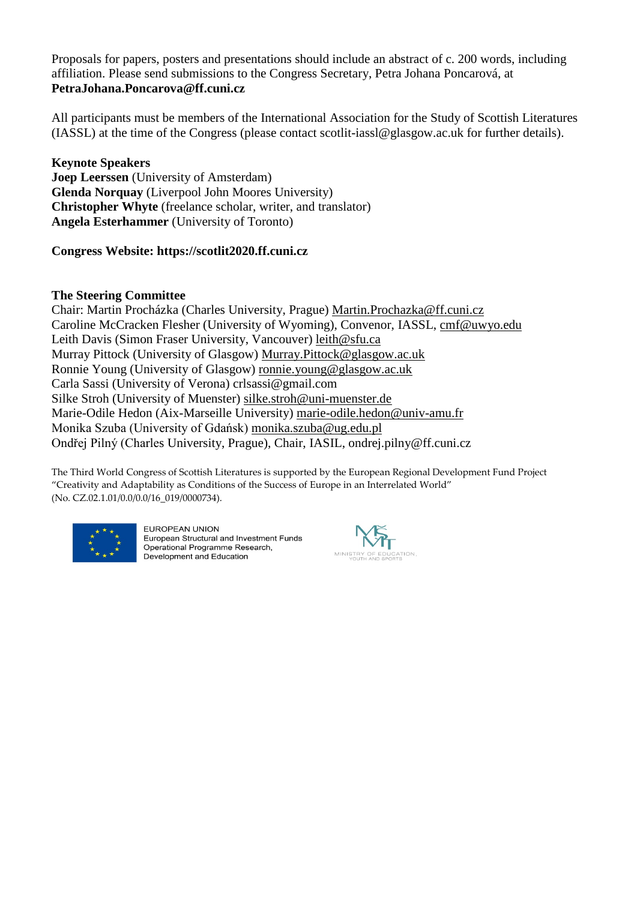Proposals for papers, posters and presentations should include an abstract of c. 200 words, including affiliation. Please send submissions to the Congress Secretary, Petra Johana Poncarová, at **PetraJohana.Poncarova@ff.cuni.cz**

All participants must be members of the International Association for the Study of Scottish Literatures (IASSL) at the time of the Congress (please contact scotlit-iassl@glasgow.ac.uk for further details).

**Keynote Speakers**
**Joep Leerssen** (University of Amsterdam)
**Glenda Norquay** (Liverpool John Moores University)
**Christopher Whyte** (freelance scholar, writer, and translator)
**Angela Esterhammer** (University of Toronto)

**Congress Website: https://scotlit2020.ff.cuni.cz**

**The Steering Committee**
Chair: Martin Procházka (Charles University, Prague) Martin.Prochazka@ff.cuni.cz
Caroline McCracken Flesher (University of Wyoming), Convenor, IASSL, cmf@uwyo.edu
Leith Davis (Simon Fraser University, Vancouver) leith@sfu.ca
Murray Pittock (University of Glasgow) Murray.Pittock@glasgow.ac.uk
Ronnie Young (University of Glasgow) ronnie.young@glasgow.ac.uk
Carla Sassi (University of Verona) crlsassi@gmail.com
Silke Stroh (University of Muenster) silke.stroh@uni-muenster.de
Marie-Odile Hedon (Aix-Marseille University) marie-odile.hedon@univ-amu.fr
Monika Szuba (University of Gdańsk) monika.szuba@ug.edu.pl
Ondřej Pilný (Charles University, Prague), Chair, IASIL, ondrej.pilny@ff.cuni.cz

The Third World Congress of Scottish Literatures is supported by the European Regional Development Fund Project "Creativity and Adaptability as Conditions of the Success of Europe in an Interrelated World" (No. CZ.02.1.01/0.0/0.0/16_019/0000734).

EUROPEAN UNION
European Structural and Investment Funds
Operational Programme Research, Development and Education

MINISTRY OF EDUCATION, YOUTH AND SPORTS